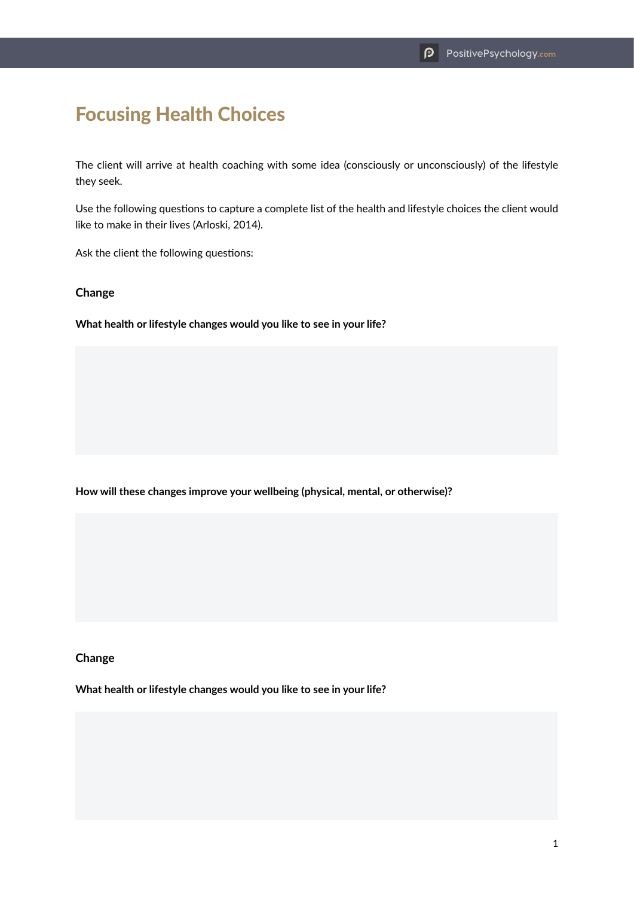# Focusing Health Choices

The client will arrive at health coaching with some idea (consciously or unconsciously) of the lifestyle they seek.

Use the following questions to capture a complete list of the health and lifestyle choices the client would like to make in their lives (Arloski, 2014).

Ask the client the following questions:

### Change

**What health or lifestyle changes would you like to see in your life?**

**How will these changes improve your wellbeing (physical, mental, or otherwise)?**

### Change

**What health or lifestyle changes would you like to see in your life?**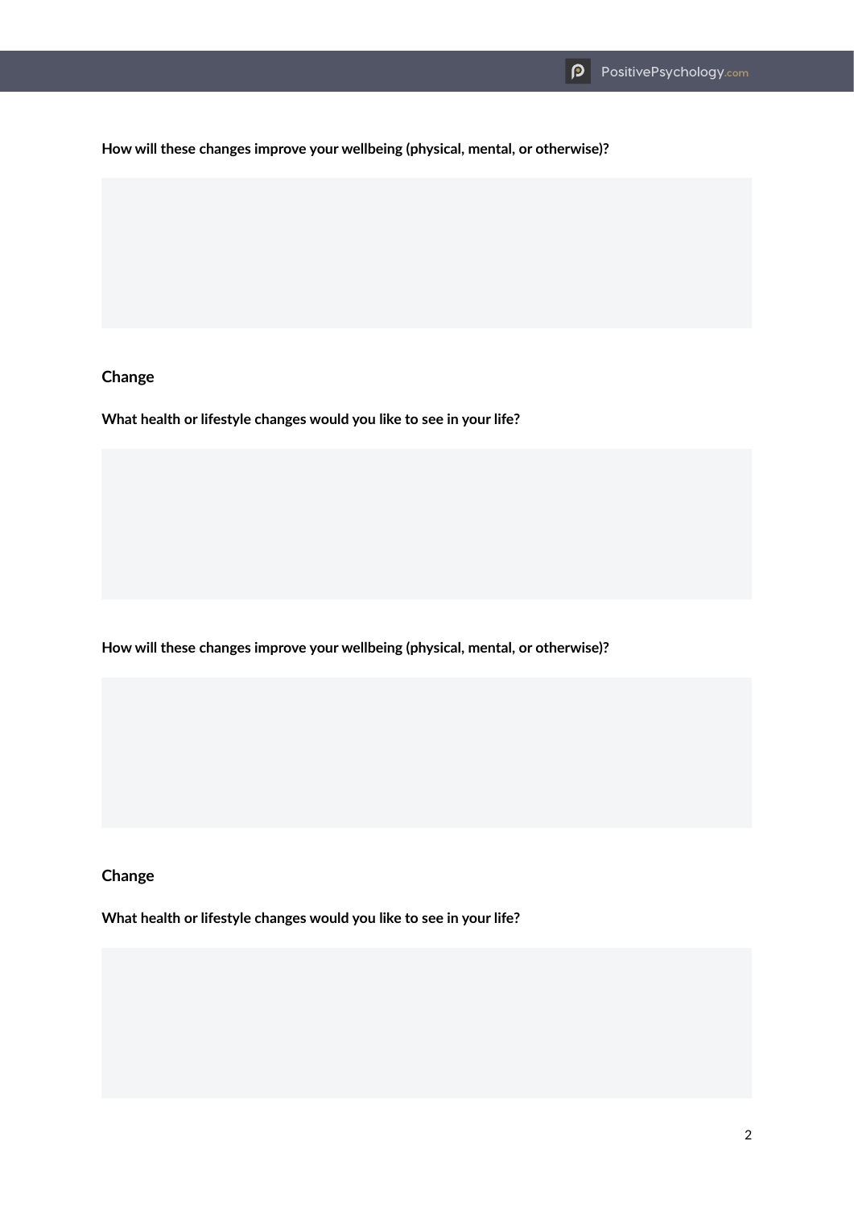**How will these changes improve your wellbeing (physical, mental, or otherwise)?**

## Change

**What health or lifestyle changes would you like to see in your life?**

**How will these changes improve your wellbeing (physical, mental, or otherwise)?**

## Change

**What health or lifestyle changes would you like to see in your life?**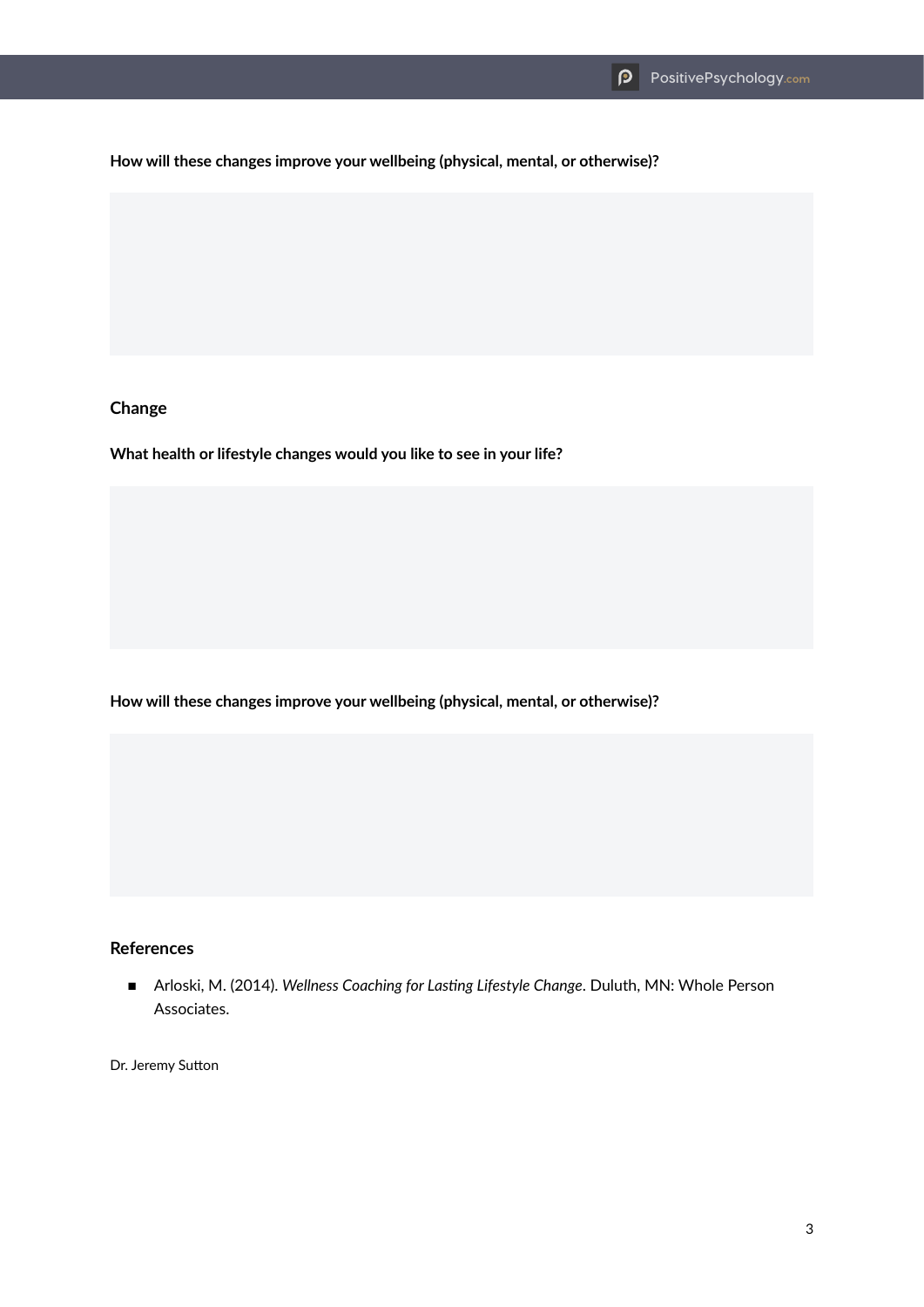**How will these changes improve your wellbeing (physical, mental, or otherwise)?**

## Change

**What health or lifestyle changes would you like to see in your life?**

**How will these changes improve your wellbeing (physical, mental, or otherwise)?**

## References

- Arloski, M. (2014). *Wellness Coaching for Lasting Lifestyle Change*. Duluth, MN: Whole Person Associates.

Dr. Jeremy Sutton